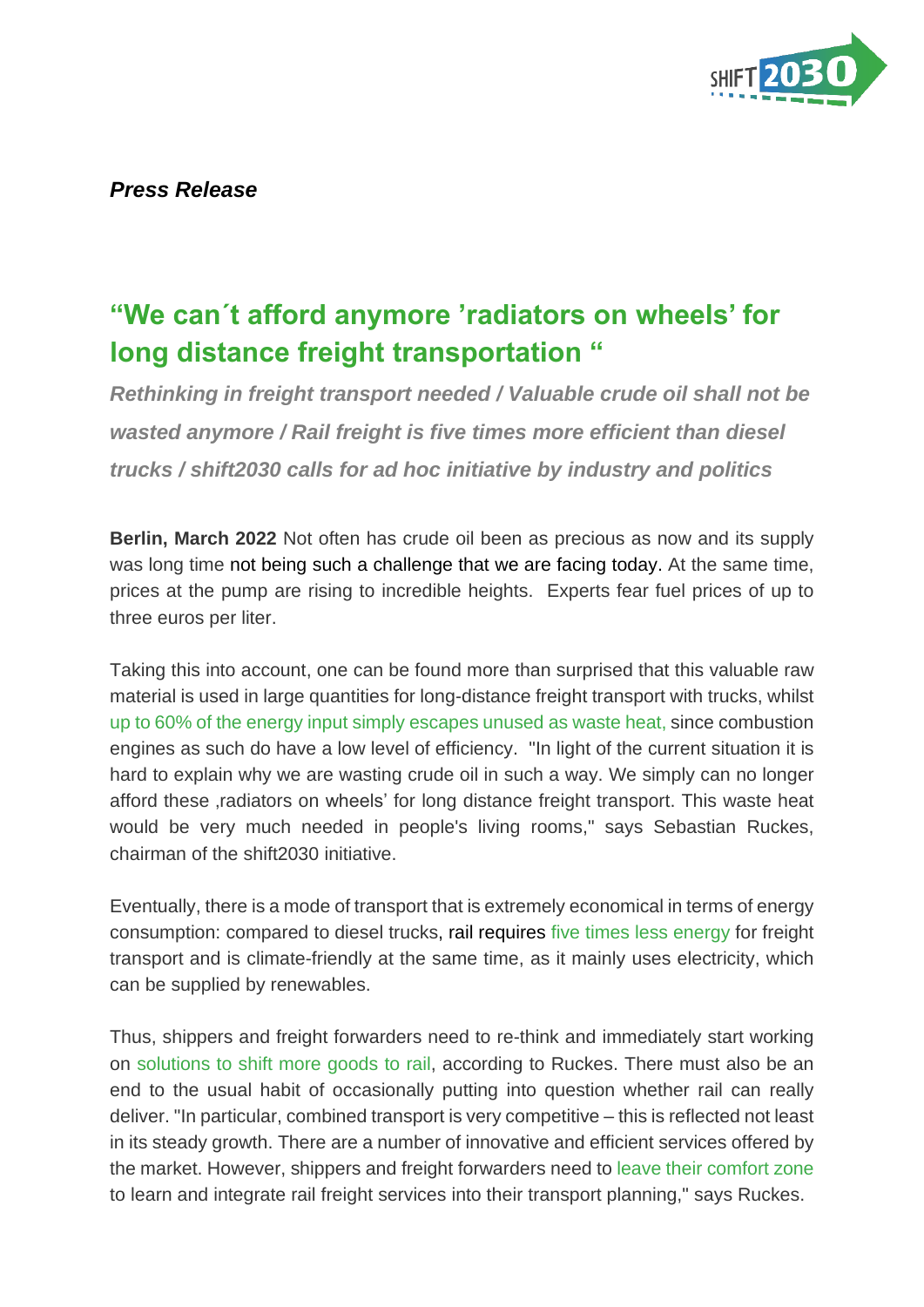*Press Release*

# "We can´t afford anymore 'radiators on wheels' for long distance freight transportation "

***Rethinking in freight transport needed / Valuable crude oil shall not be wasted anymore / Rail freight is five times more efficient than diesel trucks / shift2030 calls for ad hoc initiative by industry and politics***

**Berlin, March 2022** Not often has crude oil been as precious as now and its supply was long time not being such a challenge that we are facing today. At the same time, prices at the pump are rising to incredible heights. Experts fear fuel prices of up to three euros per liter.

Taking this into account, one can be found more than surprised that this valuable raw material is used in large quantities for long-distance freight transport with trucks, whilst up to 60% of the energy input simply escapes unused as waste heat, since combustion engines as such do have a low level of efficiency. "In light of the current situation it is hard to explain why we are wasting crude oil in such a way. We simply can no longer afford these ‚radiators on wheels' for long distance freight transport. This waste heat would be very much needed in people's living rooms," says Sebastian Ruckes, chairman of the shift2030 initiative.

Eventually, there is a mode of transport that is extremely economical in terms of energy consumption: compared to diesel trucks, rail requires five times less energy for freight transport and is climate-friendly at the same time, as it mainly uses electricity, which can be supplied by renewables.

Thus, shippers and freight forwarders need to re-think and immediately start working on solutions to shift more goods to rail, according to Ruckes. There must also be an end to the usual habit of occasionally putting into question whether rail can really deliver. "In particular, combined transport is very competitive – this is reflected not least in its steady growth. There are a number of innovative and efficient services offered by the market. However, shippers and freight forwarders need to leave their comfort zone to learn and integrate rail freight services into their transport planning," says Ruckes.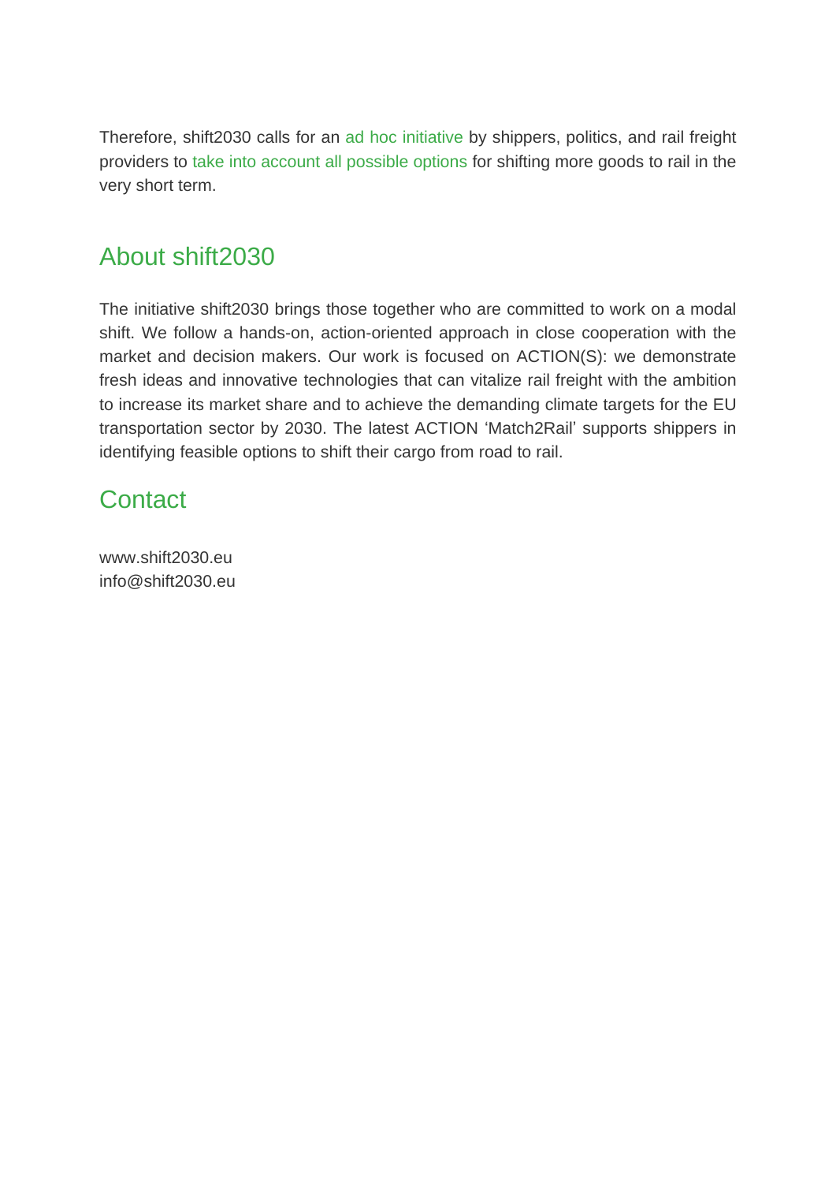Therefore, shift2030 calls for an ad hoc initiative by shippers, politics, and rail freight providers to take into account all possible options for shifting more goods to rail in the very short term.

## About shift2030

The initiative shift2030 brings those together who are committed to work on a modal shift. We follow a hands-on, action-oriented approach in close cooperation with the market and decision makers. Our work is focused on ACTION(S): we demonstrate fresh ideas and innovative technologies that can vitalize rail freight with the ambition to increase its market share and to achieve the demanding climate targets for the EU transportation sector by 2030. The latest ACTION 'Match2Rail' supports shippers in identifying feasible options to shift their cargo from road to rail.

## Contact

www.shift2030.eu
info@shift2030.eu